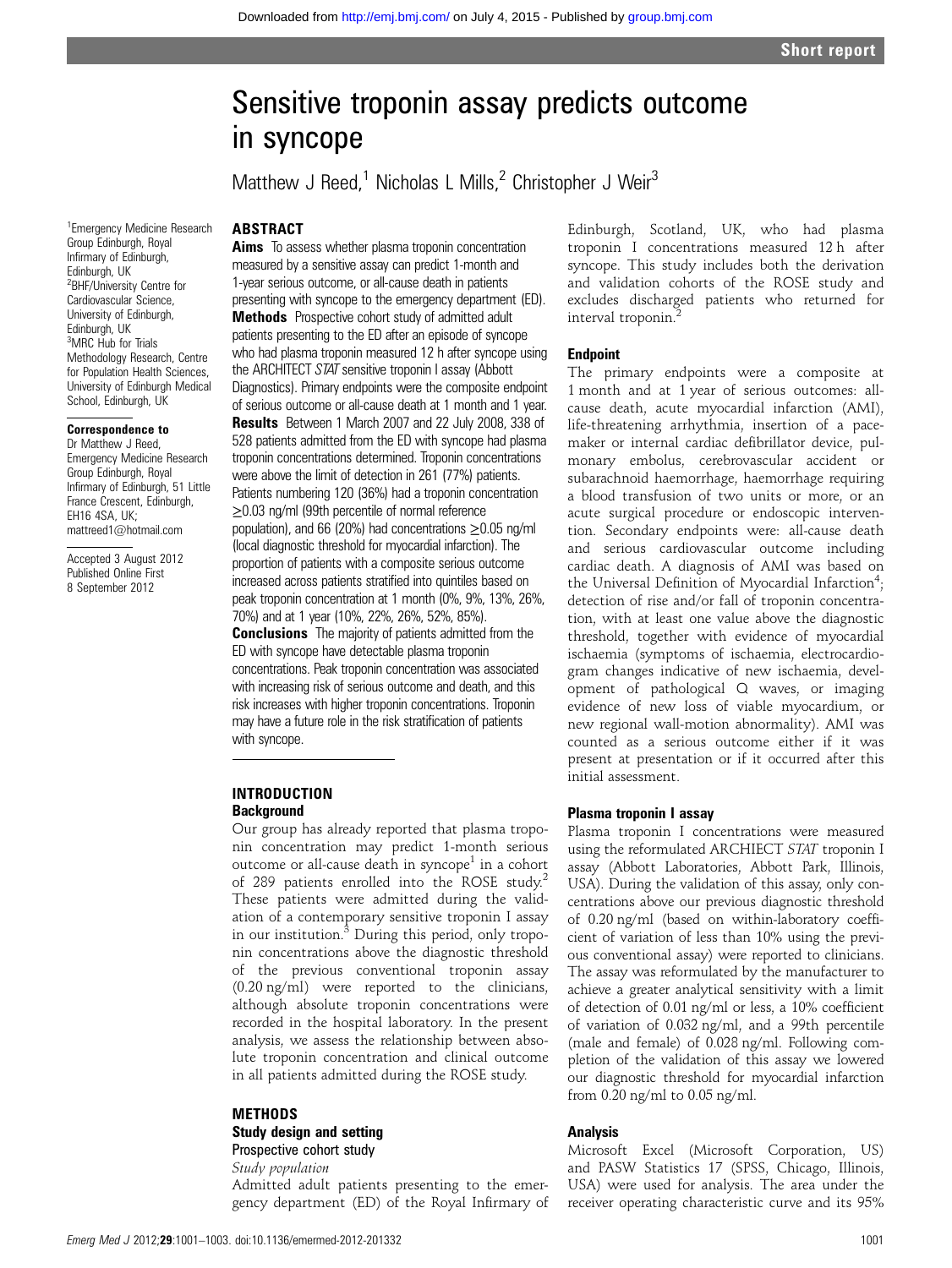Short report

# Sensitive troponin assay predicts outcome in syncope

Matthew J Reed,[1] Nicholas L Mills,[2] Christopher J Weir[3]

[1]Emergency Medicine Research Group Edinburgh, Royal Infirmary of Edinburgh, Edinburgh, UK
[2]BHF/University Centre for Cardiovascular Science, University of Edinburgh, Edinburgh, UK
[3]MRC Hub for Trials Methodology Research, Centre for Population Health Sciences, University of Edinburgh Medical School, Edinburgh, UK

**Correspondence to**
Dr Matthew J Reed, Emergency Medicine Research Group Edinburgh, Royal Infirmary of Edinburgh, 51 Little France Crescent, Edinburgh, EH16 4SA, UK; mattreed1@hotmail.com

Accepted 3 August 2012
Published Online First 8 September 2012

## ABSTRACT

**Aims** To assess whether plasma troponin concentration measured by a sensitive assay can predict 1-month and 1-year serious outcome, or all-cause death in patients presenting with syncope to the emergency department (ED).

**Methods** Prospective cohort study of admitted adult patients presenting to the ED after an episode of syncope who had plasma troponin measured 12 h after syncope using the ARCHITECT *STAT* sensitive troponin I assay (Abbott Diagnostics). Primary endpoints were the composite endpoint of serious outcome or all-cause death at 1 month and 1 year.

**Results** Between 1 March 2007 and 22 July 2008, 338 of 528 patients admitted from the ED with syncope had plasma troponin concentrations determined. Troponin concentrations were above the limit of detection in 261 (77%) patients. Patients numbering 120 (36%) had a troponin concentration ≥0.03 ng/ml (99th percentile of normal reference population), and 66 (20%) had concentrations ≥0.05 ng/ml (local diagnostic threshold for myocardial infarction). The proportion of patients with a composite serious outcome increased across patients stratified into quintiles based on peak troponin concentration at 1 month (0%, 9%, 13%, 26%, 70%) and at 1 year (10%, 22%, 26%, 52%, 85%).

**Conclusions** The majority of patients admitted from the ED with syncope have detectable plasma troponin concentrations. Peak troponin concentration was associated with increasing risk of serious outcome and death, and this risk increases with higher troponin concentrations. Troponin may have a future role in the risk stratification of patients with syncope.

## INTRODUCTION

### Background

Our group has already reported that plasma troponin concentration may predict 1-month serious outcome or all-cause death in syncope[1] in a cohort of 289 patients enrolled into the ROSE study.[2] These patients were admitted during the validation of a contemporary sensitive troponin I assay in our institution.[3] During this period, only troponin concentrations above the diagnostic threshold of the previous conventional troponin assay (0.20 ng/ml) were reported to the clinicians, although absolute troponin concentrations were recorded in the hospital laboratory. In the present analysis, we assess the relationship between absolute troponin concentration and clinical outcome in all patients admitted during the ROSE study.

## METHODS

### Study design and setting

#### Prospective cohort study

*Study population*

Admitted adult patients presenting to the emergency department (ED) of the Royal Infirmary of Edinburgh, Scotland, UK, who had plasma troponin I concentrations measured 12 h after syncope. This study includes both the derivation and validation cohorts of the ROSE study and excludes discharged patients who returned for interval troponin.[2]

### Endpoint

The primary endpoints were a composite at 1 month and at 1 year of serious outcomes: all-cause death, acute myocardial infarction (AMI), life-threatening arrhythmia, insertion of a pacemaker or internal cardiac defibrillator device, pulmonary embolus, cerebrovascular accident or subarachnoid haemorrhage, haemorrhage requiring a blood transfusion of two units or more, or an acute surgical procedure or endoscopic intervention. Secondary endpoints were: all-cause death and serious cardiovascular outcome including cardiac death. A diagnosis of AMI was based on the Universal Definition of Myocardial Infarction[4]; detection of rise and/or fall of troponin concentration, with at least one value above the diagnostic threshold, together with evidence of myocardial ischaemia (symptoms of ischaemia, electrocardiogram changes indicative of new ischaemia, development of pathological Q waves, or imaging evidence of new loss of viable myocardium, or new regional wall-motion abnormality). AMI was counted as a serious outcome either if it was present at presentation or if it occurred after this initial assessment.

### Plasma troponin I assay

Plasma troponin I concentrations were measured using the reformulated ARCHIECT *STAT* troponin I assay (Abbott Laboratories, Abbott Park, Illinois, USA). During the validation of this assay, only concentrations above our previous diagnostic threshold of 0.20 ng/ml (based on within-laboratory coefficient of variation of less than 10% using the previous conventional assay) were reported to clinicians. The assay was reformulated by the manufacturer to achieve a greater analytical sensitivity with a limit of detection of 0.01 ng/ml or less, a 10% coefficient of variation of 0.032 ng/ml, and a 99th percentile (male and female) of 0.028 ng/ml. Following completion of the validation of this assay we lowered our diagnostic threshold for myocardial infarction from 0.20 ng/ml to 0.05 ng/ml.

### Analysis

Microsoft Excel (Microsoft Corporation, US) and PASW Statistics 17 (SPSS, Chicago, Illinois, USA) were used for analysis. The area under the receiver operating characteristic curve and its 95%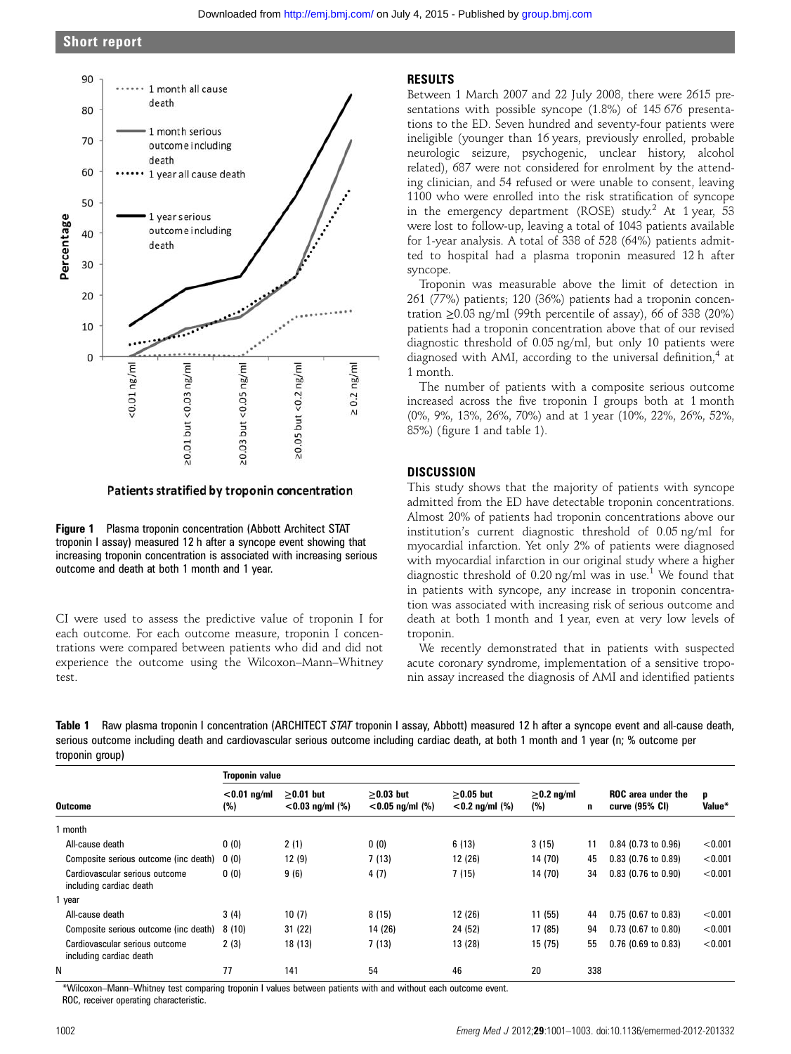Figure 1 Plasma troponin concentration (Abbott Architect STAT troponin I assay) measured 12 h after a syncope event showing that increasing troponin concentration is associated with increasing serious outcome and death at both 1 month and 1 year.

CI were used to assess the predictive value of troponin I for each outcome. For each outcome measure, troponin I concentrations were compared between patients who did and did not experience the outcome using the Wilcoxon–Mann–Whitney test.

## RESULTS

Between 1 March 2007 and 22 July 2008, there were 2615 presentations with possible syncope (1.8%) of 145 676 presentations to the ED. Seven hundred and seventy-four patients were ineligible (younger than 16 years, previously enrolled, probable neurologic seizure, psychogenic, unclear history, alcohol related), 687 were not considered for enrolment by the attending clinician, and 54 refused or were unable to consent, leaving 1100 who were enrolled into the risk stratification of syncope in the emergency department (ROSE) study.[2] At 1 year, 53 were lost to follow-up, leaving a total of 1043 patients available for 1-year analysis. A total of 338 of 528 (64%) patients admitted to hospital had a plasma troponin measured 12 h after syncope.

Troponin was measurable above the limit of detection in 261 (77%) patients; 120 (36%) patients had a troponin concentration ≥0.03 ng/ml (99th percentile of assay), 66 of 338 (20%) patients had a troponin concentration above that of our revised diagnostic threshold of 0.05 ng/ml, but only 10 patients were diagnosed with AMI, according to the universal definition,[4] at 1 month.

The number of patients with a composite serious outcome increased across the five troponin I groups both at 1 month (0%, 9%, 13%, 26%, 70%) and at 1 year (10%, 22%, 26%, 52%, 85%) (figure 1 and table 1).

## DISCUSSION

This study shows that the majority of patients with syncope admitted from the ED have detectable troponin concentrations. Almost 20% of patients had troponin concentrations above our institution's current diagnostic threshold of 0.05 ng/ml for myocardial infarction. Yet only 2% of patients were diagnosed with myocardial infarction in our original study where a higher diagnostic threshold of 0.20 ng/ml was in use.[1] We found that in patients with syncope, any increase in troponin concentration was associated with increasing risk of serious outcome and death at both 1 month and 1 year, even at very low levels of troponin.

We recently demonstrated that in patients with suspected acute coronary syndrome, implementation of a sensitive troponin assay increased the diagnosis of AMI and identified patients

**Table 1** Raw plasma troponin I concentration (ARCHITECT *STAT* troponin I assay, Abbott) measured 12 h after a syncope event and all-cause death, serious outcome including death and cardiovascular serious outcome including cardiac death, at both 1 month and 1 year (n; % outcome per troponin group)

| | Troponin value | | | | | | | |
|---|---|---|---|---|---|---|---|---|
| **Outcome** | **<0.01 ng/ml (%)** | **≥0.01 but <0.03 ng/ml (%)** | **≥0.03 but <0.05 ng/ml (%)** | **≥0.05 but <0.2 ng/ml (%)** | **≥0.2 ng/ml (%)** | **n** | **ROC area under the curve (95% CI)** | **p Value*** |
| 1 month | | | | | | | | |
| All-cause death | 0 (0) | 2 (1) | 0 (0) | 6 (13) | 3 (15) | 11 | 0.84 (0.73 to 0.96) | <0.001 |
| Composite serious outcome (inc death) | 0 (0) | 12 (9) | 7 (13) | 12 (26) | 14 (70) | 45 | 0.83 (0.76 to 0.89) | <0.001 |
| Cardiovascular serious outcome including cardiac death | 0 (0) | 9 (6) | 4 (7) | 7 (15) | 14 (70) | 34 | 0.83 (0.76 to 0.90) | <0.001 |
| 1 year | | | | | | | | |
| All-cause death | 3 (4) | 10 (7) | 8 (15) | 12 (26) | 11 (55) | 44 | 0.75 (0.67 to 0.83) | <0.001 |
| Composite serious outcome (inc death) | 8 (10) | 31 (22) | 14 (26) | 24 (52) | 17 (85) | 94 | 0.73 (0.67 to 0.80) | <0.001 |
| Cardiovascular serious outcome including cardiac death | 2 (3) | 18 (13) | 7 (13) | 13 (28) | 15 (75) | 55 | 0.76 (0.69 to 0.83) | <0.001 |
| N | 77 | 141 | 54 | 46 | 20 | 338 | | |

*Wilcoxon–Mann–Whitney test comparing troponin I values between patients with and without each outcome event.
ROC, receiver operating characteristic.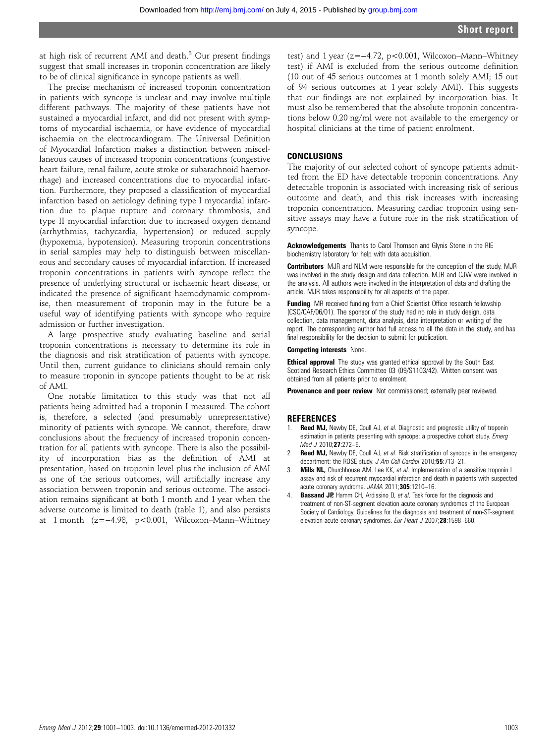at high risk of recurrent AMI and death.[3] Our present findings suggest that small increases in troponin concentration are likely to be of clinical significance in syncope patients as well.

The precise mechanism of increased troponin concentration in patients with syncope is unclear and may involve multiple different pathways. The majority of these patients have not sustained a myocardial infarct, and did not present with symptoms of myocardial ischaemia, or have evidence of myocardial ischaemia on the electrocardiogram. The Universal Definition of Myocardial Infarction makes a distinction between miscellaneous causes of increased troponin concentrations (congestive heart failure, renal failure, acute stroke or subarachnoid haemorrhage) and increased concentrations due to myocardial infarction. Furthermore, they proposed a classification of myocardial infarction based on aetiology defining type I myocardial infarction due to plaque rupture and coronary thrombosis, and type II myocardial infarction due to increased oxygen demand (arrhythmias, tachycardia, hypertension) or reduced supply (hypoxemia, hypotension). Measuring troponin concentrations in serial samples may help to distinguish between miscellaneous and secondary causes of myocardial infarction. If increased troponin concentrations in patients with syncope reflect the presence of underlying structural or ischaemic heart disease, or indicated the presence of significant haemodynamic compromise, then measurement of troponin may in the future be a useful way of identifying patients with syncope who require admission or further investigation.

A large prospective study evaluating baseline and serial troponin concentrations is necessary to determine its role in the diagnosis and risk stratification of patients with syncope. Until then, current guidance to clinicians should remain only to measure troponin in syncope patients thought to be at risk of AMI.

One notable limitation to this study was that not all patients being admitted had a troponin I measured. The cohort is, therefore, a selected (and presumably unrepresentative) minority of patients with syncope. We cannot, therefore, draw conclusions about the frequency of increased troponin concentration for all patients with syncope. There is also the possibility of incorporation bias as the definition of AMI at presentation, based on troponin level plus the inclusion of AMI as one of the serious outcomes, will artificially increase any association between troponin and serious outcome. The association remains significant at both 1 month and 1 year when the adverse outcome is limited to death (table 1), and also persists at 1 month ($z=-4.98$, $p<0.001$, Wilcoxon–Mann–Whitney test) and 1 year ($z=-4.72$, $p<0.001$, Wilcoxon–Mann–Whitney test) if AMI is excluded from the serious outcome definition (10 out of 45 serious outcomes at 1 month solely AMI; 15 out of 94 serious outcomes at 1 year solely AMI). This suggests that our findings are not explained by incorporation bias. It must also be remembered that the absolute troponin concentrations below 0.20 ng/ml were not available to the emergency or hospital clinicians at the time of patient enrolment.

## CONCLUSIONS

The majority of our selected cohort of syncope patients admitted from the ED have detectable troponin concentrations. Any detectable troponin is associated with increasing risk of serious outcome and death, and this risk increases with increasing troponin concentration. Measuring cardiac troponin using sensitive assays may have a future role in the risk stratification of syncope.

**Acknowledgements** Thanks to Carol Thomson and Glynis Stone in the RIE biochemistry laboratory for help with data acquisition.

**Contributors** MJR and NLM were responsible for the conception of the study. MJR was involved in the study design and data collection. MJR and CJW were involved in the analysis. All authors were involved in the interpretation of data and drafting the article. MJR takes responsibility for all aspects of the paper.

**Funding** MR received funding from a Chief Scientist Office research fellowship (CSO/CAF/06/01). The sponsor of the study had no role in study design, data collection, data management, data analysis, data interpretation or writing of the report. The corresponding author had full access to all the data in the study, and has final responsibility for the decision to submit for publication.

**Competing interests** None.

**Ethical approval** The study was granted ethical approval by the South East Scotland Research Ethics Committee 03 (09/S1103/42). Written consent was obtained from all patients prior to enrolment.

**Provenance and peer review** Not commissioned; externally peer reviewed.

## REFERENCES

1. **Reed MJ,** Newby DE, Coull AJ, *et al*. Diagnostic and prognostic utility of troponin estimation in patients presenting with syncope: a prospective cohort study. *Emerg Med J* 2010;**27**:272–6.
2. **Reed MJ,** Newby DE, Coull AJ, *et al*. Risk stratification of syncope in the emergency department: the ROSE study. *J Am Coll Cardiol* 2010;**55**:713–21.
3. **Mills NL,** Churchhouse AM, Lee KK, *et al*. Implementation of a sensitive troponin I assay and risk of recurrent myocardial infarction and death in patients with suspected acute coronary syndrome. *JAMA* 2011;**305**:1210–16.
4. **Bassand JP,** Hamm CH, Ardissino D, *et al*. Task force for the diagnosis and treatment of non-ST-segment elevation acute coronary syndromes of the European Society of Cardiology. Guidelines for the diagnosis and treatment of non-ST-segment elevation acute coronary syndromes. *Eur Heart J* 2007;**28**:1598–660.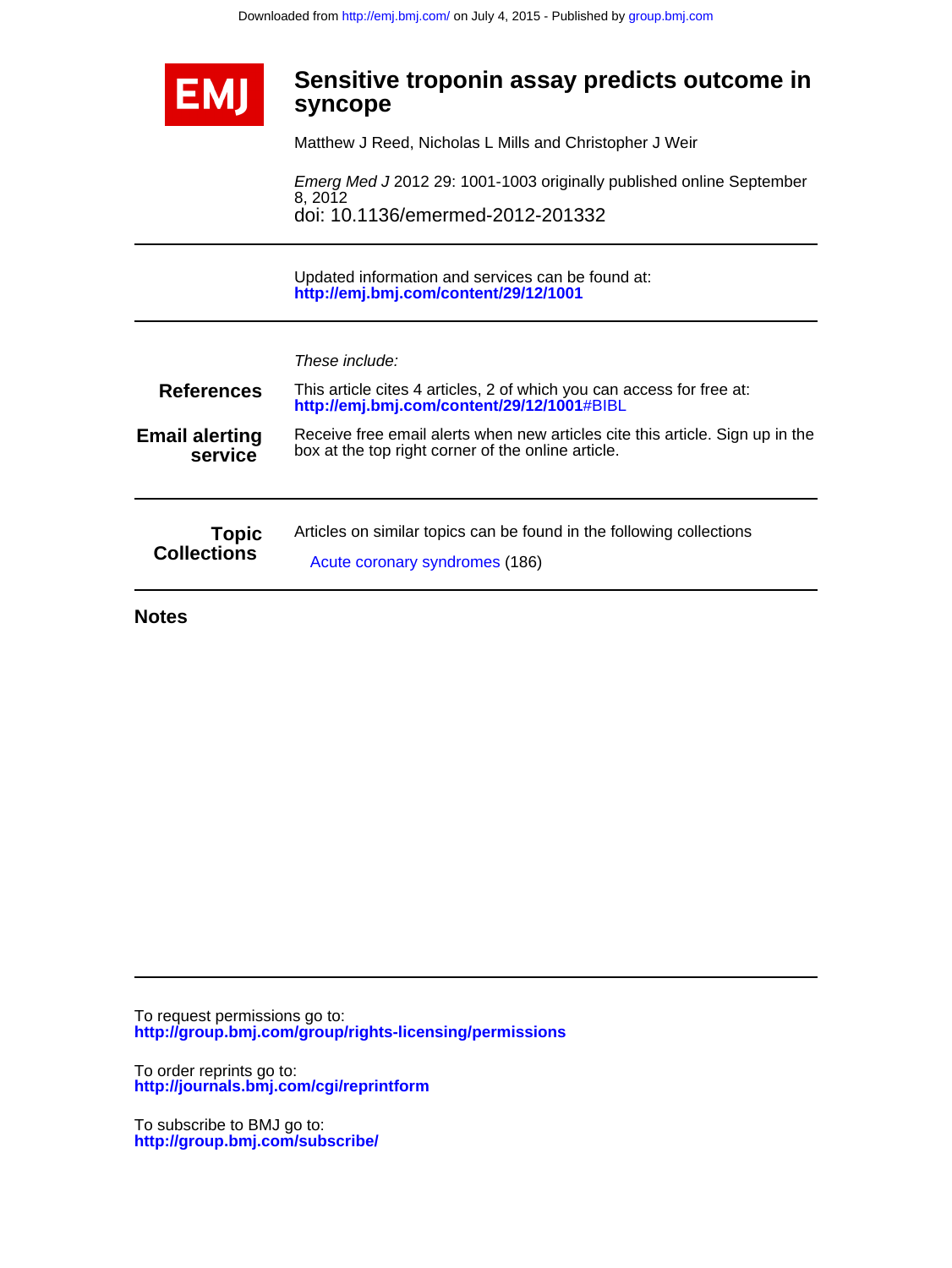Downloaded from http://emj.bmj.com/ on July 4, 2015 - Published by group.bmj.com

# Sensitive troponin assay predicts outcome in syncope

Matthew J Reed, Nicholas L Mills and Christopher J Weir

*Emerg Med J* 2012 29: 1001-1003 originally published online September 8, 2012
doi: 10.1136/emermed-2012-201332

Updated information and services can be found at:
**http://emj.bmj.com/content/29/12/1001**

*These include:*

**References**

This article cites 4 articles, 2 of which you can access for free at:
**http://emj.bmj.com/content/29/12/1001**#BIBL

**Email alerting service**

Receive free email alerts when new articles cite this article. Sign up in the box at the top right corner of the online article.

**Topic Collections**

Articles on similar topics can be found in the following collections

Acute coronary syndromes (186)

## Notes

To request permissions go to:
**http://group.bmj.com/group/rights-licensing/permissions**

To order reprints go to:
**http://journals.bmj.com/cgi/reprintform**

To subscribe to BMJ go to:
**http://group.bmj.com/subscribe/**